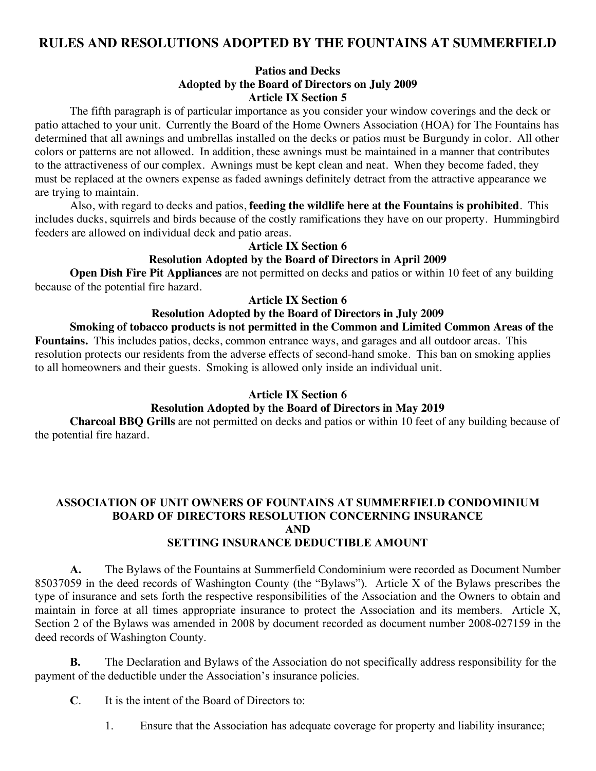# RULES AND RESOLUTIONS ADOPTED BY THE FOUNTAINS AT SUMMERFIELD

### Patios and Decks
### Adopted by the Board of Directors on July 2009
### Article IX Section 5

The fifth paragraph is of particular importance as you consider your window coverings and the deck or patio attached to your unit. Currently the Board of the Home Owners Association (HOA) for The Fountains has determined that all awnings and umbrellas installed on the decks or patios must be Burgundy in color. All other colors or patterns are not allowed. In addition, these awnings must be maintained in a manner that contributes to the attractiveness of our complex. Awnings must be kept clean and neat. When they become faded, they must be replaced at the owners expense as faded awnings definitely detract from the attractive appearance we are trying to maintain.

Also, with regard to decks and patios, **feeding the wildlife here at the Fountains is prohibited**. This includes ducks, squirrels and birds because of the costly ramifications they have on our property. Hummingbird feeders are allowed on individual deck and patio areas.

### Article IX Section 6
### Resolution Adopted by the Board of Directors in April 2009

**Open Dish Fire Pit Appliances** are not permitted on decks and patios or within 10 feet of any building because of the potential fire hazard.

### Article IX Section 6
### Resolution Adopted by the Board of Directors in July 2009

**Smoking of tobacco products is not permitted in the Common and Limited Common Areas of the Fountains.** This includes patios, decks, common entrance ways, and garages and all outdoor areas. This resolution protects our residents from the adverse effects of second-hand smoke. This ban on smoking applies to all homeowners and their guests. Smoking is allowed only inside an individual unit.

### Article IX Section 6
### Resolution Adopted by the Board of Directors in May 2019

**Charcoal BBQ Grills** are not permitted on decks and patios or within 10 feet of any building because of the potential fire hazard.

## ASSOCIATION OF UNIT OWNERS OF FOUNTAINS AT SUMMERFIELD CONDOMINIUM BOARD OF DIRECTORS RESOLUTION CONCERNING INSURANCE AND SETTING INSURANCE DEDUCTIBLE AMOUNT

**A.** The Bylaws of the Fountains at Summerfield Condominium were recorded as Document Number 85037059 in the deed records of Washington County (the "Bylaws"). Article X of the Bylaws prescribes the type of insurance and sets forth the respective responsibilities of the Association and the Owners to obtain and maintain in force at all times appropriate insurance to protect the Association and its members. Article X, Section 2 of the Bylaws was amended in 2008 by document recorded as document number 2008-027159 in the deed records of Washington County.

**B.** The Declaration and Bylaws of the Association do not specifically address responsibility for the payment of the deductible under the Association's insurance policies.

**C**. It is the intent of the Board of Directors to:

1. Ensure that the Association has adequate coverage for property and liability insurance;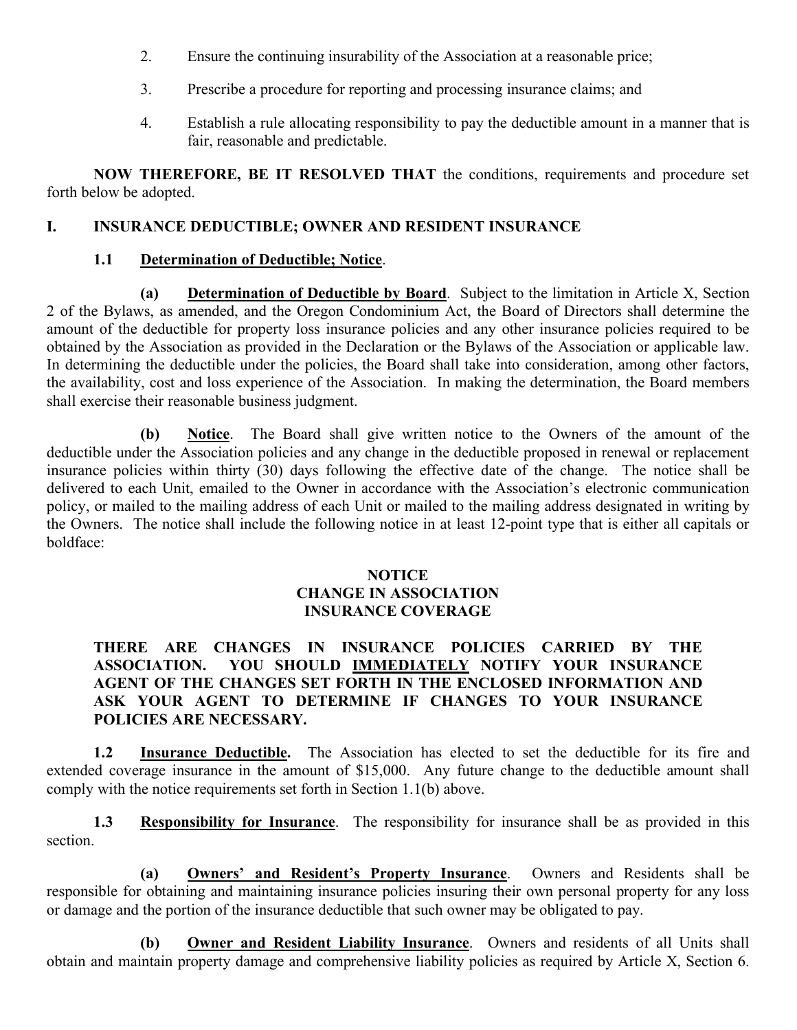2. Ensure the continuing insurability of the Association at a reasonable price;

3. Prescribe a procedure for reporting and processing insurance claims; and

4. Establish a rule allocating responsibility to pay the deductible amount in a manner that is fair, reasonable and predictable.

**NOW THEREFORE, BE IT RESOLVED THAT** the conditions, requirements and procedure set forth below be adopted.

## I. INSURANCE DEDUCTIBLE; OWNER AND RESIDENT INSURANCE

### 1.1 Determination of Deductible; Notice.

**(a) Determination of Deductible by Board**. Subject to the limitation in Article X, Section 2 of the Bylaws, as amended, and the Oregon Condominium Act, the Board of Directors shall determine the amount of the deductible for property loss insurance policies and any other insurance policies required to be obtained by the Association as provided in the Declaration or the Bylaws of the Association or applicable law. In determining the deductible under the policies, the Board shall take into consideration, among other factors, the availability, cost and loss experience of the Association. In making the determination, the Board members shall exercise their reasonable business judgment.

**(b) Notice**. The Board shall give written notice to the Owners of the amount of the deductible under the Association policies and any change in the deductible proposed in renewal or replacement insurance policies within thirty (30) days following the effective date of the change. The notice shall be delivered to each Unit, emailed to the Owner in accordance with the Association's electronic communication policy, or mailed to the mailing address of each Unit or mailed to the mailing address designated in writing by the Owners. The notice shall include the following notice in at least 12-point type that is either all capitals or boldface:

**NOTICE**
**CHANGE IN ASSOCIATION**
**INSURANCE COVERAGE**

**THERE ARE CHANGES IN INSURANCE POLICIES CARRIED BY THE ASSOCIATION. YOU SHOULD <u>IMMEDIATELY</u> NOTIFY YOUR INSURANCE AGENT OF THE CHANGES SET FORTH IN THE ENCLOSED INFORMATION AND ASK YOUR AGENT TO DETERMINE IF CHANGES TO YOUR INSURANCE POLICIES ARE NECESSARY.**

**1.2 Insurance Deductible.** The Association has elected to set the deductible for its fire and extended coverage insurance in the amount of $15,000. Any future change to the deductible amount shall comply with the notice requirements set forth in Section 1.1(b) above.

**1.3 Responsibility for Insurance**. The responsibility for insurance shall be as provided in this section.

**(a) Owners' and Resident's Property Insurance**. Owners and Residents shall be responsible for obtaining and maintaining insurance policies insuring their own personal property for any loss or damage and the portion of the insurance deductible that such owner may be obligated to pay.

**(b) Owner and Resident Liability Insurance**. Owners and residents of all Units shall obtain and maintain property damage and comprehensive liability policies as required by Article X, Section 6.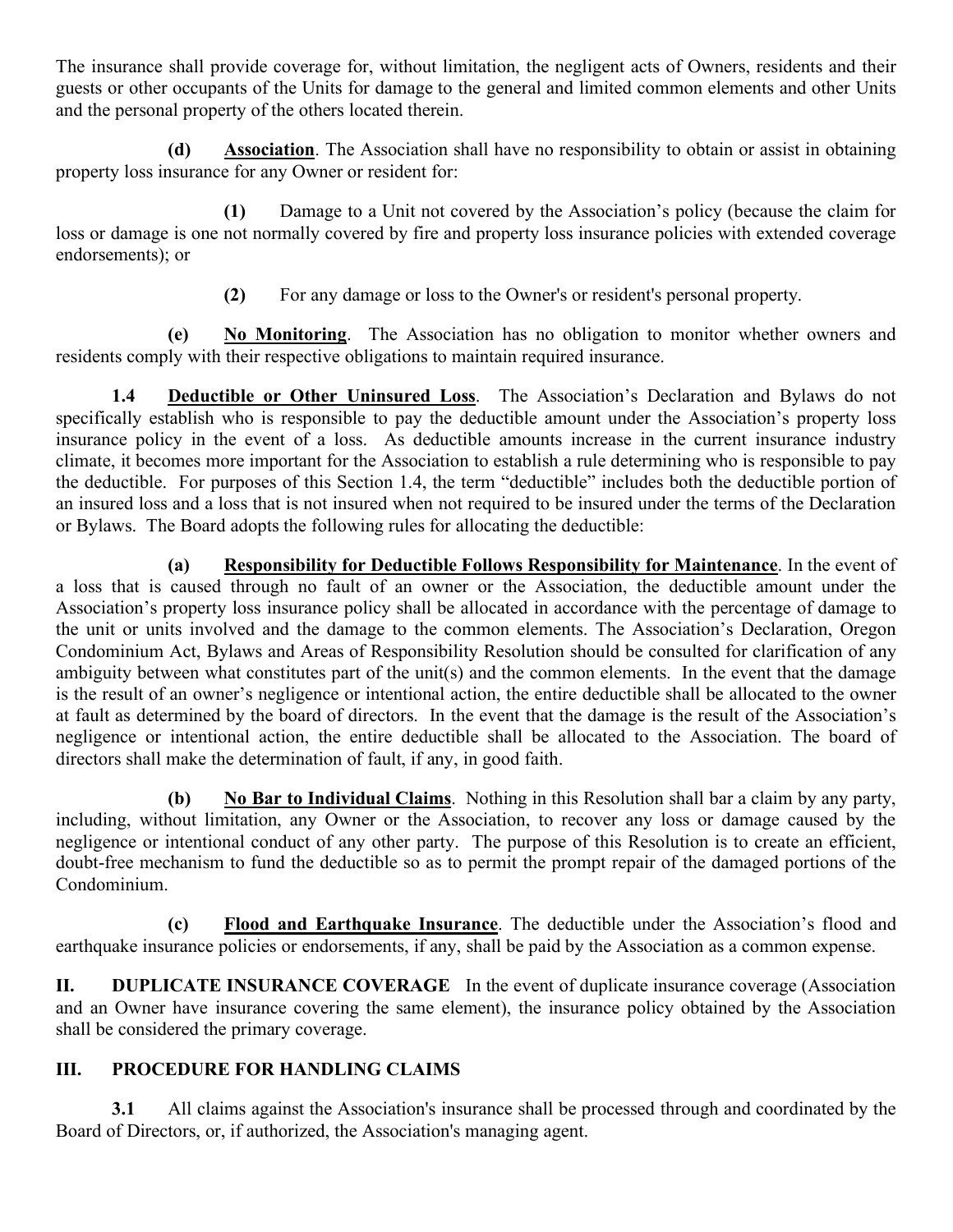The insurance shall provide coverage for, without limitation, the negligent acts of Owners, residents and their guests or other occupants of the Units for damage to the general and limited common elements and other Units and the personal property of the others located therein.

**(d)** **Association**. The Association shall have no responsibility to obtain or assist in obtaining property loss insurance for any Owner or resident for:

**(1)** Damage to a Unit not covered by the Association's policy (because the claim for loss or damage is one not normally covered by fire and property loss insurance policies with extended coverage endorsements); or

**(2)** For any damage or loss to the Owner's or resident's personal property.

**(e)** **No Monitoring**. The Association has no obligation to monitor whether owners and residents comply with their respective obligations to maintain required insurance.

**1.4** **Deductible or Other Uninsured Loss**. The Association's Declaration and Bylaws do not specifically establish who is responsible to pay the deductible amount under the Association's property loss insurance policy in the event of a loss. As deductible amounts increase in the current insurance industry climate, it becomes more important for the Association to establish a rule determining who is responsible to pay the deductible. For purposes of this Section 1.4, the term "deductible" includes both the deductible portion of an insured loss and a loss that is not insured when not required to be insured under the terms of the Declaration or Bylaws. The Board adopts the following rules for allocating the deductible:

**(a)** **Responsibility for Deductible Follows Responsibility for Maintenance**. In the event of a loss that is caused through no fault of an owner or the Association, the deductible amount under the Association's property loss insurance policy shall be allocated in accordance with the percentage of damage to the unit or units involved and the damage to the common elements. The Association's Declaration, Oregon Condominium Act, Bylaws and Areas of Responsibility Resolution should be consulted for clarification of any ambiguity between what constitutes part of the unit(s) and the common elements. In the event that the damage is the result of an owner's negligence or intentional action, the entire deductible shall be allocated to the owner at fault as determined by the board of directors. In the event that the damage is the result of the Association's negligence or intentional action, the entire deductible shall be allocated to the Association. The board of directors shall make the determination of fault, if any, in good faith.

**(b)** **No Bar to Individual Claims**. Nothing in this Resolution shall bar a claim by any party, including, without limitation, any Owner or the Association, to recover any loss or damage caused by the negligence or intentional conduct of any other party. The purpose of this Resolution is to create an efficient, doubt-free mechanism to fund the deductible so as to permit the prompt repair of the damaged portions of the Condominium.

**(c)** **Flood and Earthquake Insurance**. The deductible under the Association's flood and earthquake insurance policies or endorsements, if any, shall be paid by the Association as a common expense.

## II. DUPLICATE INSURANCE COVERAGE

In the event of duplicate insurance coverage (Association and an Owner have insurance covering the same element), the insurance policy obtained by the Association shall be considered the primary coverage.

## III. PROCEDURE FOR HANDLING CLAIMS

**3.1** All claims against the Association's insurance shall be processed through and coordinated by the Board of Directors, or, if authorized, the Association's managing agent.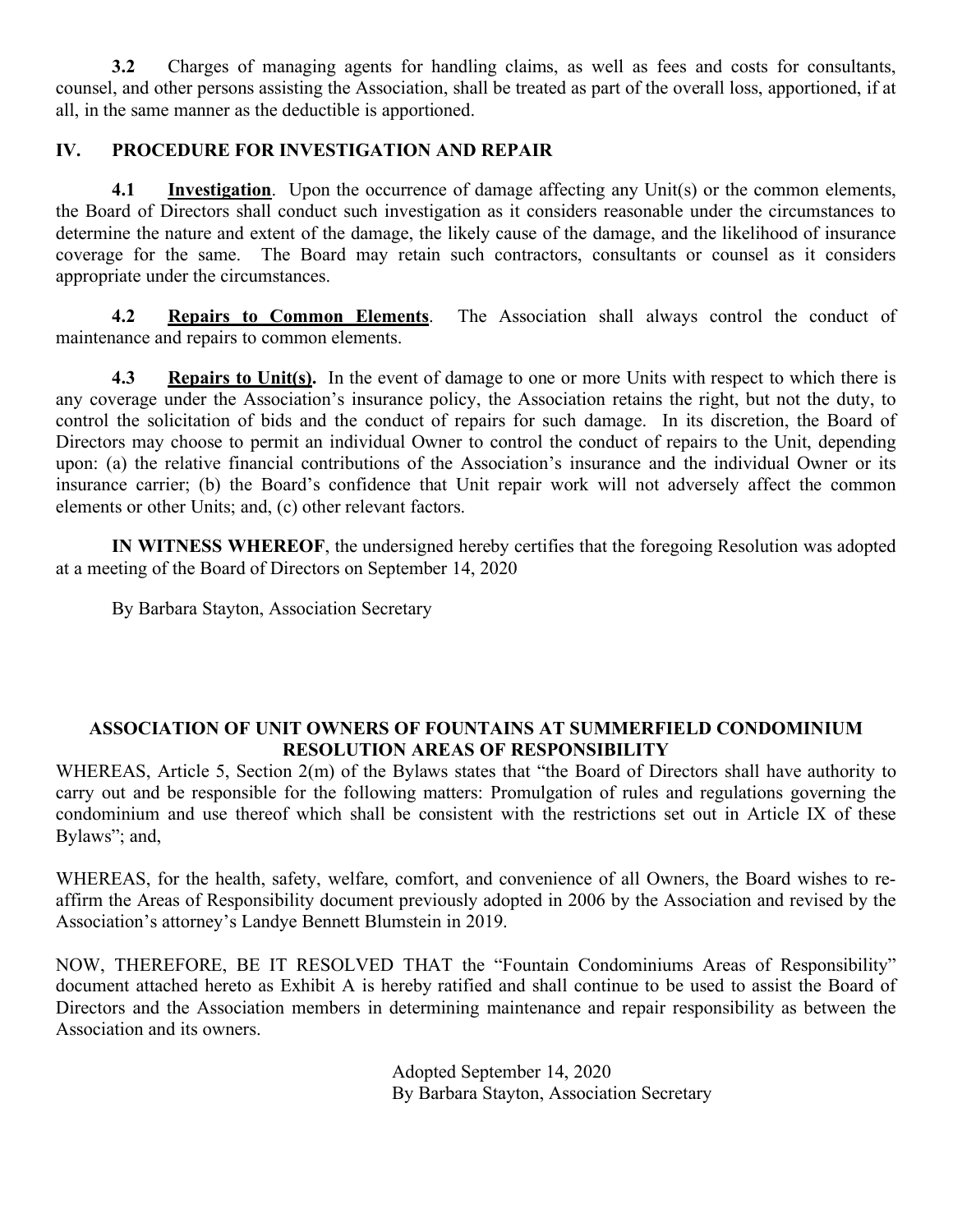**3.2** Charges of managing agents for handling claims, as well as fees and costs for consultants, counsel, and other persons assisting the Association, shall be treated as part of the overall loss, apportioned, if at all, in the same manner as the deductible is apportioned.

## IV. PROCEDURE FOR INVESTIGATION AND REPAIR

**4.1** **<u>Investigation</u>**. Upon the occurrence of damage affecting any Unit(s) or the common elements, the Board of Directors shall conduct such investigation as it considers reasonable under the circumstances to determine the nature and extent of the damage, the likely cause of the damage, and the likelihood of insurance coverage for the same. The Board may retain such contractors, consultants or counsel as it considers appropriate under the circumstances.

**4.2** **<u>Repairs to Common Elements</u>**. The Association shall always control the conduct of maintenance and repairs to common elements.

**4.3** **<u>Repairs to Unit(s)</u>.** In the event of damage to one or more Units with respect to which there is any coverage under the Association's insurance policy, the Association retains the right, but not the duty, to control the solicitation of bids and the conduct of repairs for such damage. In its discretion, the Board of Directors may choose to permit an individual Owner to control the conduct of repairs to the Unit, depending upon: (a) the relative financial contributions of the Association's insurance and the individual Owner or its insurance carrier; (b) the Board's confidence that Unit repair work will not adversely affect the common elements or other Units; and, (c) other relevant factors.

**IN WITNESS WHEREOF**, the undersigned hereby certifies that the foregoing Resolution was adopted at a meeting of the Board of Directors on September 14, 2020

By Barbara Stayton, Association Secretary

## ASSOCIATION OF UNIT OWNERS OF FOUNTAINS AT SUMMERFIELD CONDOMINIUM RESOLUTION AREAS OF RESPONSIBILITY

WHEREAS, Article 5, Section 2(m) of the Bylaws states that "the Board of Directors shall have authority to carry out and be responsible for the following matters: Promulgation of rules and regulations governing the condominium and use thereof which shall be consistent with the restrictions set out in Article IX of these Bylaws"; and,

WHEREAS, for the health, safety, welfare, comfort, and convenience of all Owners, the Board wishes to re-affirm the Areas of Responsibility document previously adopted in 2006 by the Association and revised by the Association's attorney's Landye Bennett Blumstein in 2019.

NOW, THEREFORE, BE IT RESOLVED THAT the "Fountain Condominiums Areas of Responsibility" document attached hereto as Exhibit A is hereby ratified and shall continue to be used to assist the Board of Directors and the Association members in determining maintenance and repair responsibility as between the Association and its owners.

Adopted September 14, 2020
By Barbara Stayton, Association Secretary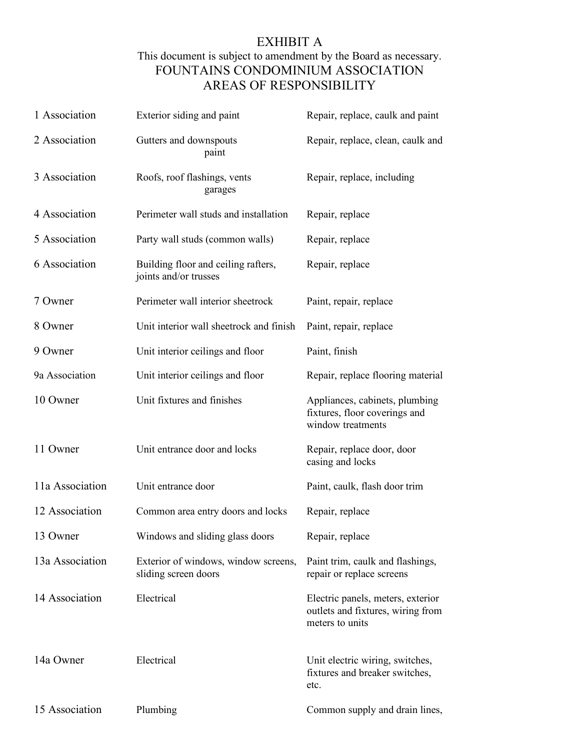# EXHIBIT A

This document is subject to amendment by the Board as necessary.

## FOUNTAINS CONDOMINIUM ASSOCIATION
## AREAS OF RESPONSIBILITY

| | | |
|---|---|---|
| 1 Association | Exterior siding and paint | Repair, replace, caulk and paint |
| 2 Association | Gutters and downspouts paint | Repair, replace, clean, caulk and |
| 3 Association | Roofs, roof flashings, vents garages | Repair, replace, including |
| 4 Association | Perimeter wall studs and installation | Repair, replace |
| 5 Association | Party wall studs (common walls) | Repair, replace |
| 6 Association | Building floor and ceiling rafters, joints and/or trusses | Repair, replace |
| 7 Owner | Perimeter wall interior sheetrock | Paint, repair, replace |
| 8 Owner | Unit interior wall sheetrock and finish | Paint, repair, replace |
| 9 Owner | Unit interior ceilings and floor | Paint, finish |
| 9a Association | Unit interior ceilings and floor | Repair, replace flooring material |
| 10 Owner | Unit fixtures and finishes | Appliances, cabinets, plumbing fixtures, floor coverings and window treatments |
| 11 Owner | Unit entrance door and locks | Repair, replace door, door casing and locks |
| 11a Association | Unit entrance door | Paint, caulk, flash door trim |
| 12 Association | Common area entry doors and locks | Repair, replace |
| 13 Owner | Windows and sliding glass doors | Repair, replace |
| 13a Association | Exterior of windows, window screens, sliding screen doors | Paint trim, caulk and flashings, repair or replace screens |
| 14 Association | Electrical | Electric panels, meters, exterior outlets and fixtures, wiring from meters to units |
| 14a Owner | Electrical | Unit electric wiring, switches, fixtures and breaker switches, etc. |
| 15 Association | Plumbing | Common supply and drain lines, |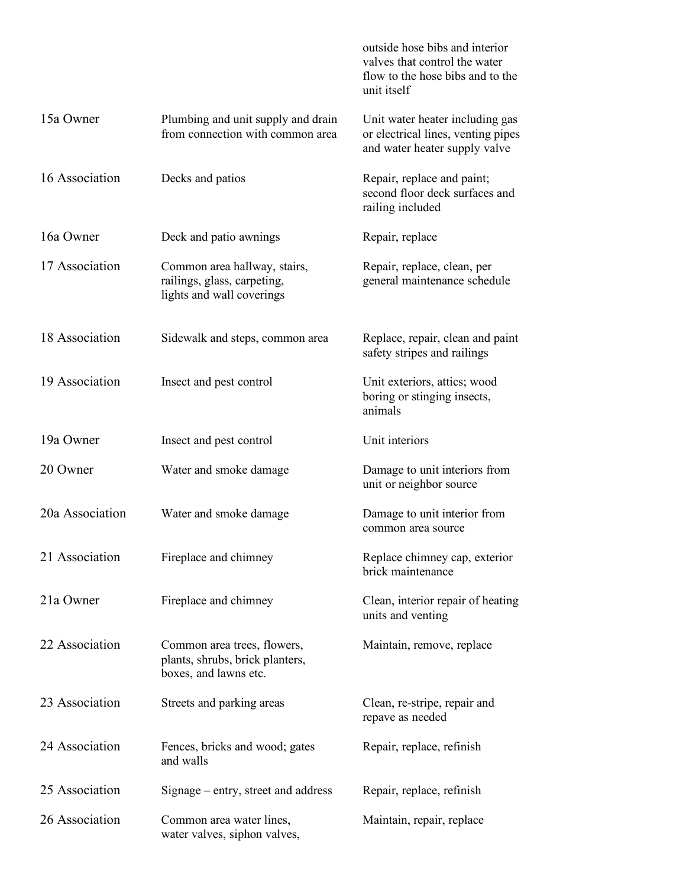| | | |
|---|---|---|
| | | outside hose bibs and interior valves that control the water flow to the hose bibs and to the unit itself |
| 15a Owner | Plumbing and unit supply and drain from connection with common area | Unit water heater including gas or electrical lines, venting pipes and water heater supply valve |
| 16 Association | Decks and patios | Repair, replace and paint; second floor deck surfaces and railing included |
| 16a Owner | Deck and patio awnings | Repair, replace |
| 17 Association | Common area hallway, stairs, railings, glass, carpeting, lights and wall coverings | Repair, replace, clean, per general maintenance schedule |
| 18 Association | Sidewalk and steps, common area | Replace, repair, clean and paint safety stripes and railings |
| 19 Association | Insect and pest control | Unit exteriors, attics; wood boring or stinging insects, animals |
| 19a Owner | Insect and pest control | Unit interiors |
| 20 Owner | Water and smoke damage | Damage to unit interiors from unit or neighbor source |
| 20a Association | Water and smoke damage | Damage to unit interior from common area source |
| 21 Association | Fireplace and chimney | Replace chimney cap, exterior brick maintenance |
| 21a Owner | Fireplace and chimney | Clean, interior repair of heating units and venting |
| 22 Association | Common area trees, flowers, plants, shrubs, brick planters, boxes, and lawns etc. | Maintain, remove, replace |
| 23 Association | Streets and parking areas | Clean, re-stripe, repair and repave as needed |
| 24 Association | Fences, bricks and wood; gates and walls | Repair, replace, refinish |
| 25 Association | Signage – entry, street and address | Repair, replace, refinish |
| 26 Association | Common area water lines, water valves, siphon valves, | Maintain, repair, replace |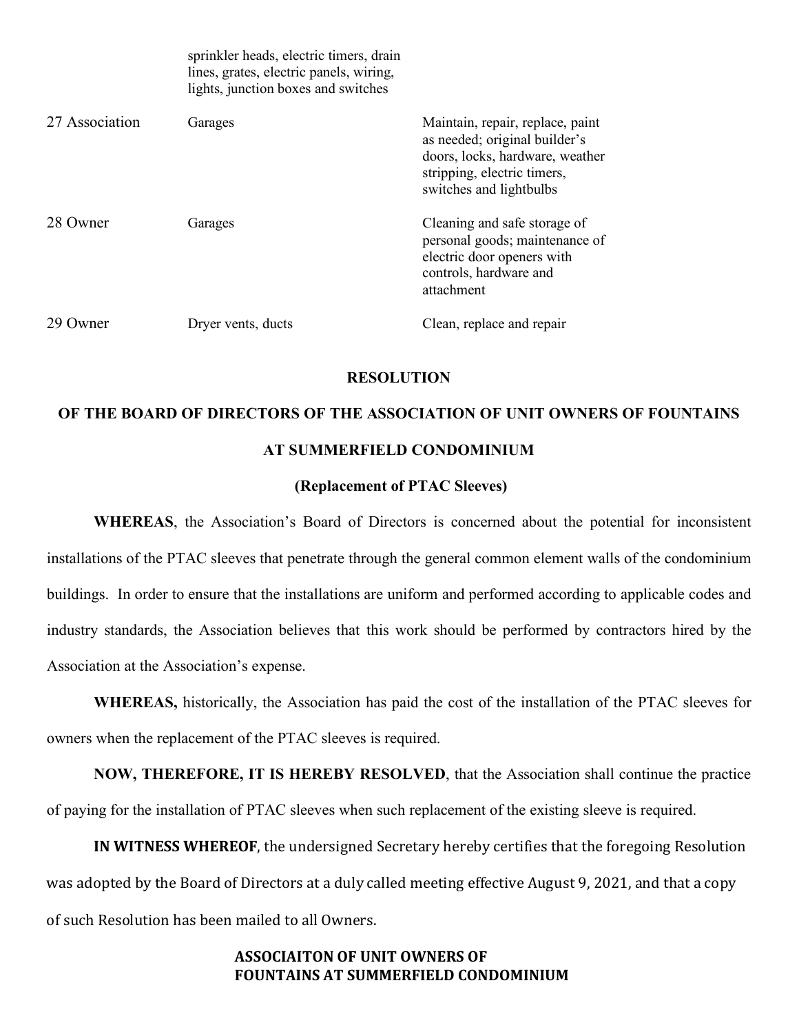| | | |
|---|---|---|
| | sprinkler heads, electric timers, drain lines, grates, electric panels, wiring, lights, junction boxes and switches | |
| 27 Association | Garages | Maintain, repair, replace, paint as needed; original builder's doors, locks, hardware, weather stripping, electric timers, switches and lightbulbs |
| 28 Owner | Garages | Cleaning and safe storage of personal goods; maintenance of electric door openers with controls, hardware and attachment |
| 29 Owner | Dryer vents, ducts | Clean, replace and repair |

**RESOLUTION**

**OF THE BOARD OF DIRECTORS OF THE ASSOCIATION OF UNIT OWNERS OF FOUNTAINS AT SUMMERFIELD CONDOMINIUM**

**(Replacement of PTAC Sleeves)**

**WHEREAS**, the Association's Board of Directors is concerned about the potential for inconsistent installations of the PTAC sleeves that penetrate through the general common element walls of the condominium buildings. In order to ensure that the installations are uniform and performed according to applicable codes and industry standards, the Association believes that this work should be performed by contractors hired by the Association at the Association's expense.

**WHEREAS,** historically, the Association has paid the cost of the installation of the PTAC sleeves for owners when the replacement of the PTAC sleeves is required.

**NOW, THEREFORE, IT IS HEREBY RESOLVED**, that the Association shall continue the practice of paying for the installation of PTAC sleeves when such replacement of the existing sleeve is required.

**IN WITNESS WHEREOF**, the undersigned Secretary hereby certifies that the foregoing Resolution was adopted by the Board of Directors at a duly called meeting effective August 9, 2021, and that a copy of such Resolution has been mailed to all Owners.

**ASSOCIAITON OF UNIT OWNERS OF FOUNTAINS AT SUMMERFIELD CONDOMINIUM**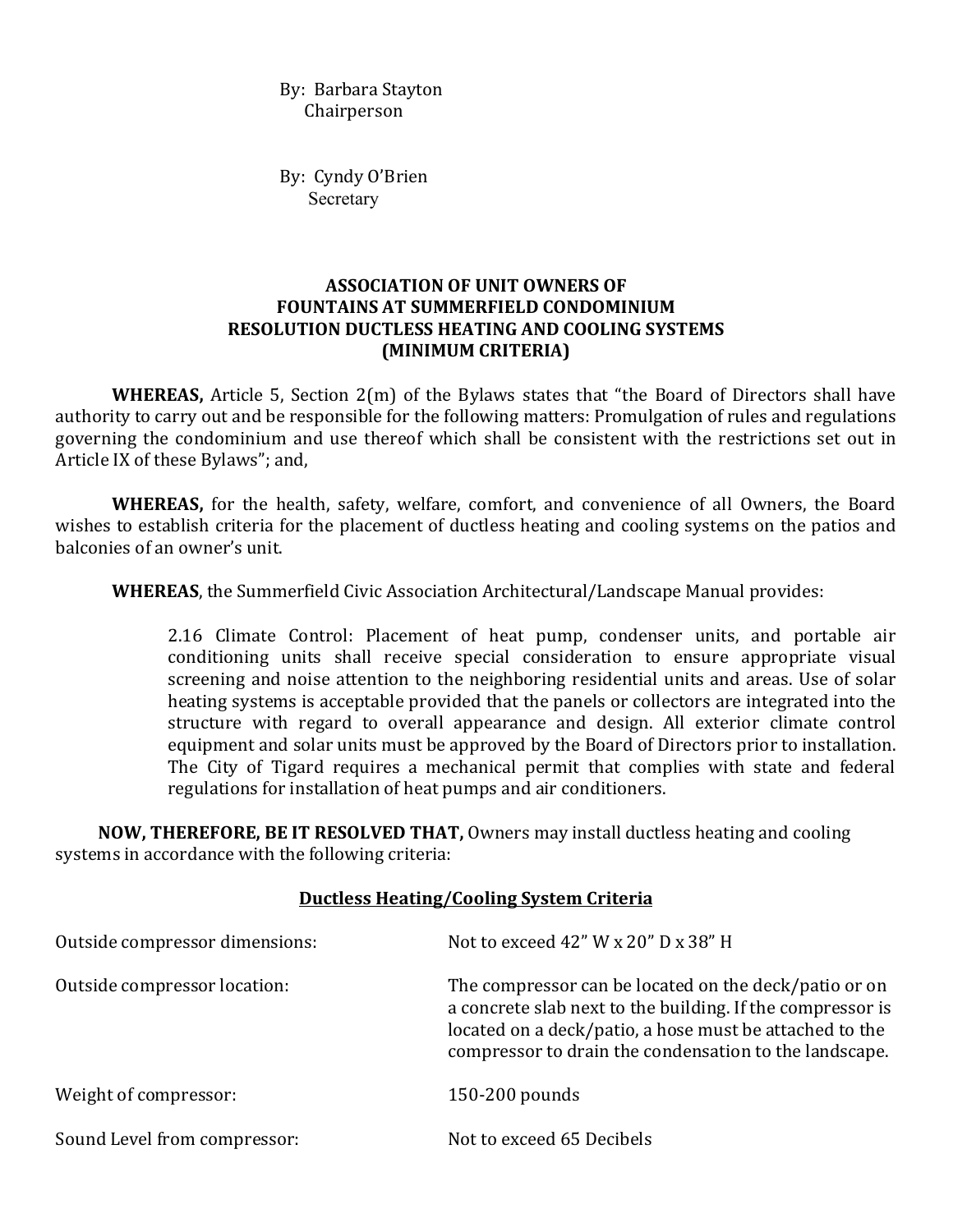By: Barbara Stayton
Chairperson

By: Cyndy O'Brien
Secretary

**ASSOCIATION OF UNIT OWNERS OF**
**FOUNTAINS AT SUMMERFIELD CONDOMINIUM**
**RESOLUTION DUCTLESS HEATING AND COOLING SYSTEMS**
**(MINIMUM CRITERIA)**

**WHEREAS,** Article 5, Section 2(m) of the Bylaws states that "the Board of Directors shall have authority to carry out and be responsible for the following matters: Promulgation of rules and regulations governing the condominium and use thereof which shall be consistent with the restrictions set out in Article IX of these Bylaws"; and,

**WHEREAS,** for the health, safety, welfare, comfort, and convenience of all Owners, the Board wishes to establish criteria for the placement of ductless heating and cooling systems on the patios and balconies of an owner's unit.

**WHEREAS**, the Summerfield Civic Association Architectural/Landscape Manual provides:

> 2.16 Climate Control: Placement of heat pump, condenser units, and portable air conditioning units shall receive special consideration to ensure appropriate visual screening and noise attention to the neighboring residential units and areas. Use of solar heating systems is acceptable provided that the panels or collectors are integrated into the structure with regard to overall appearance and design. All exterior climate control equipment and solar units must be approved by the Board of Directors prior to installation. The City of Tigard requires a mechanical permit that complies with state and federal regulations for installation of heat pumps and air conditioners.

**NOW, THEREFORE, BE IT RESOLVED THAT,** Owners may install ductless heating and cooling systems in accordance with the following criteria:

**<u>Ductless Heating/Cooling System Criteria</u>**

| | |
|---|---|
| Outside compressor dimensions: | Not to exceed 42" W x 20" D x 38" H |
| Outside compressor location: | The compressor can be located on the deck/patio or on a concrete slab next to the building. If the compressor is located on a deck/patio, a hose must be attached to the compressor to drain the condensation to the landscape. |
| Weight of compressor: | 150-200 pounds |
| Sound Level from compressor: | Not to exceed 65 Decibels |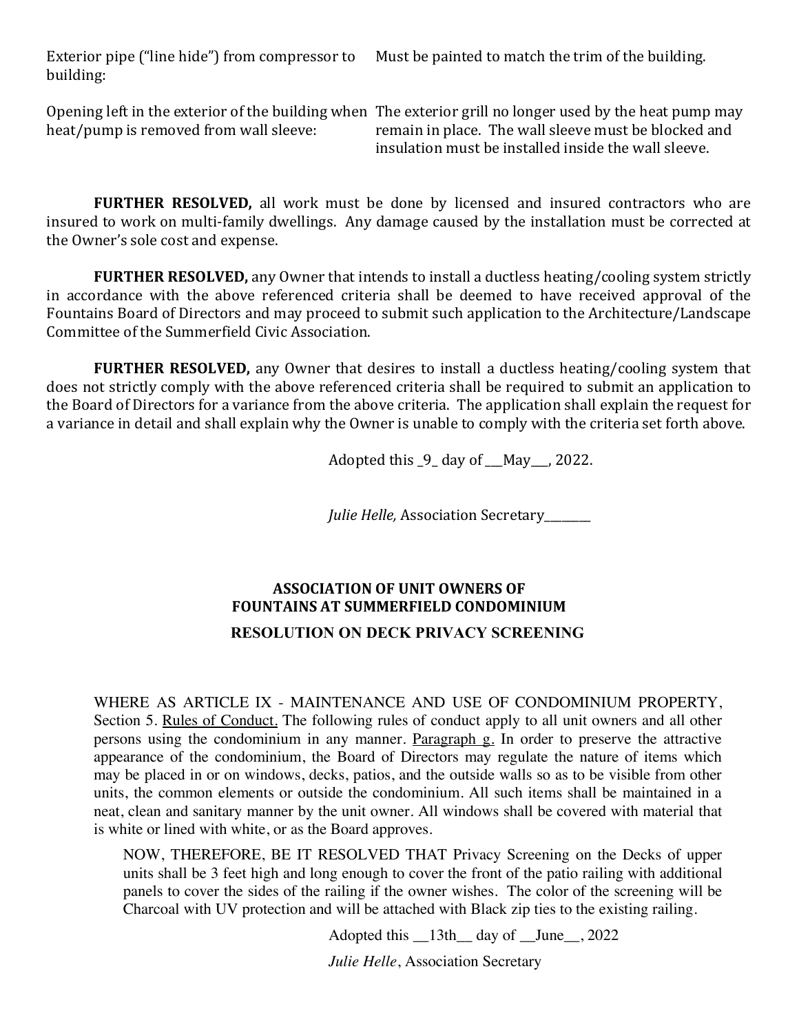| | |
|---|---|
| Exterior pipe ("line hide") from compressor to building: | Must be painted to match the trim of the building. |
| Opening left in the exterior of the building when heat/pump is removed from wall sleeve: | The exterior grill no longer used by the heat pump may remain in place. The wall sleeve must be blocked and insulation must be installed inside the wall sleeve. |

**FURTHER RESOLVED,** all work must be done by licensed and insured contractors who are insured to work on multi-family dwellings. Any damage caused by the installation must be corrected at the Owner's sole cost and expense.

**FURTHER RESOLVED,** any Owner that intends to install a ductless heating/cooling system strictly in accordance with the above referenced criteria shall be deemed to have received approval of the Fountains Board of Directors and may proceed to submit such application to the Architecture/Landscape Committee of the Summerfield Civic Association.

**FURTHER RESOLVED,** any Owner that desires to install a ductless heating/cooling system that does not strictly comply with the above referenced criteria shall be required to submit an application to the Board of Directors for a variance from the above criteria. The application shall explain the request for a variance in detail and shall explain why the Owner is unable to comply with the criteria set forth above.

Adopted this _9_ day of ___May___, 2022.

*Julie Helle,* Association Secretary________

## ASSOCIATION OF UNIT OWNERS OF FOUNTAINS AT SUMMERFIELD CONDOMINIUM

## RESOLUTION ON DECK PRIVACY SCREENING

WHERE AS ARTICLE IX - MAINTENANCE AND USE OF CONDOMINIUM PROPERTY, Section 5. <u>Rules of Conduct.</u> The following rules of conduct apply to all unit owners and all other persons using the condominium in any manner. <u>Paragraph g.</u> In order to preserve the attractive appearance of the condominium, the Board of Directors may regulate the nature of items which may be placed in or on windows, decks, patios, and the outside walls so as to be visible from other units, the common elements or outside the condominium. All such items shall be maintained in a neat, clean and sanitary manner by the unit owner. All windows shall be covered with material that is white or lined with white, or as the Board approves.

NOW, THEREFORE, BE IT RESOLVED THAT Privacy Screening on the Decks of upper units shall be 3 feet high and long enough to cover the front of the patio railing with additional panels to cover the sides of the railing if the owner wishes. The color of the screening will be Charcoal with UV protection and will be attached with Black zip ties to the existing railing.

Adopted this __13th__ day of __June__, 2022

*Julie Helle*, Association Secretary